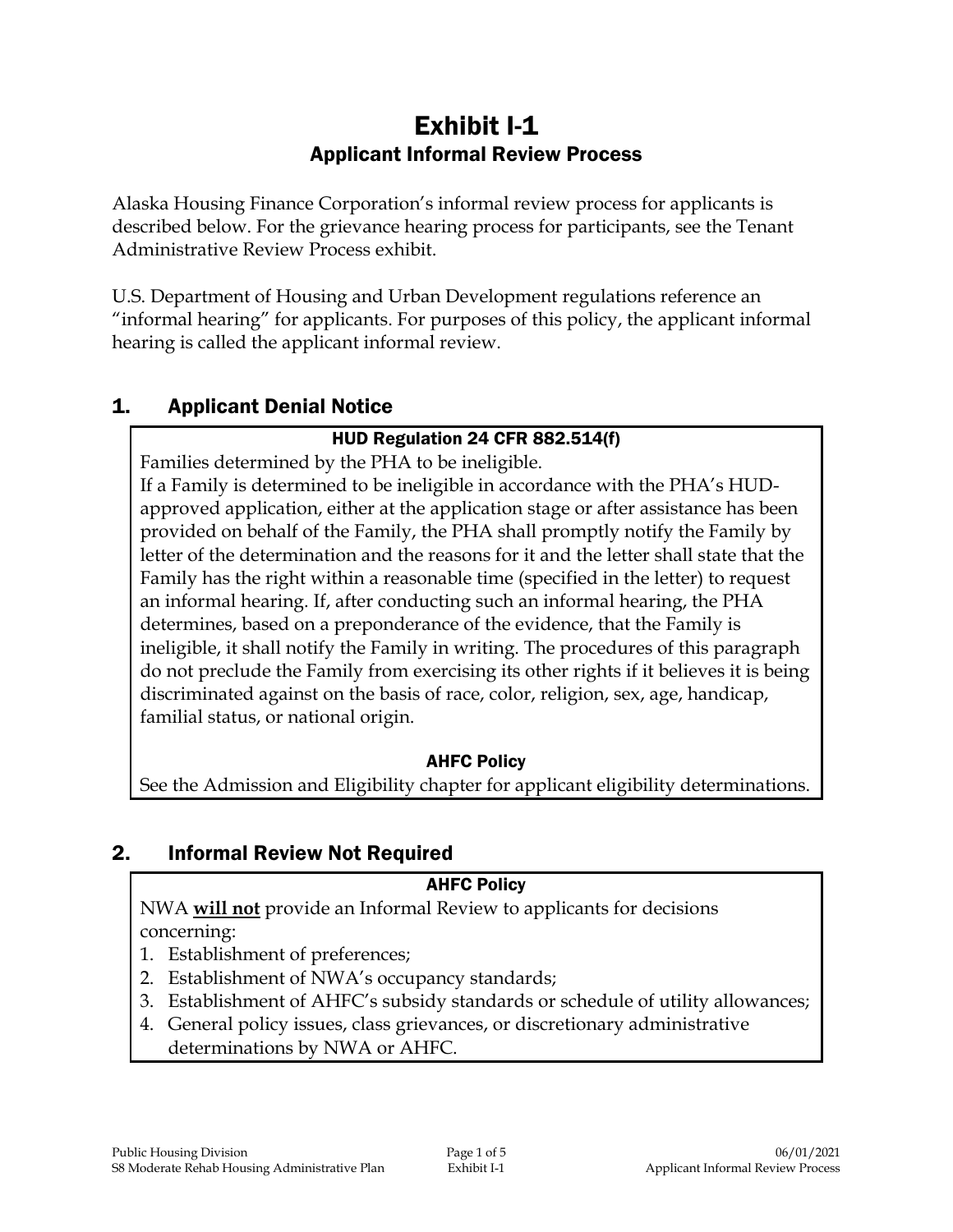# Exhibit I-1

## Applicant Informal Review Process

Alaska Housing Finance Corporation's informal review process for applicants is described below. For the grievance hearing process for participants, see the Tenant Administrative Review Process exhibit.

U.S. Department of Housing and Urban Development regulations reference an "informal hearing" for applicants. For purposes of this policy, the applicant informal hearing is called the applicant informal review.

## 1. Applicant Denial Notice

**HUD Regulation 24 CFR 882.514(f)**

Families determined by the PHA to be ineligible.

If a Family is determined to be ineligible in accordance with the PHA's HUD-approved application, either at the application stage or after assistance has been provided on behalf of the Family, the PHA shall promptly notify the Family by letter of the determination and the reasons for it and the letter shall state that the Family has the right within a reasonable time (specified in the letter) to request an informal hearing. If, after conducting such an informal hearing, the PHA determines, based on a preponderance of the evidence, that the Family is ineligible, it shall notify the Family in writing. The procedures of this paragraph do not preclude the Family from exercising its other rights if it believes it is being discriminated against on the basis of race, color, religion, sex, age, handicap, familial status, or national origin.

**AHFC Policy**

See the Admission and Eligibility chapter for applicant eligibility determinations.

## 2. Informal Review Not Required

**AHFC Policy**

NWA **will not** provide an Informal Review to applicants for decisions concerning:

1. Establishment of preferences;
2. Establishment of NWA's occupancy standards;
3. Establishment of AHFC's subsidy standards or schedule of utility allowances;
4. General policy issues, class grievances, or discretionary administrative determinations by NWA or AHFC.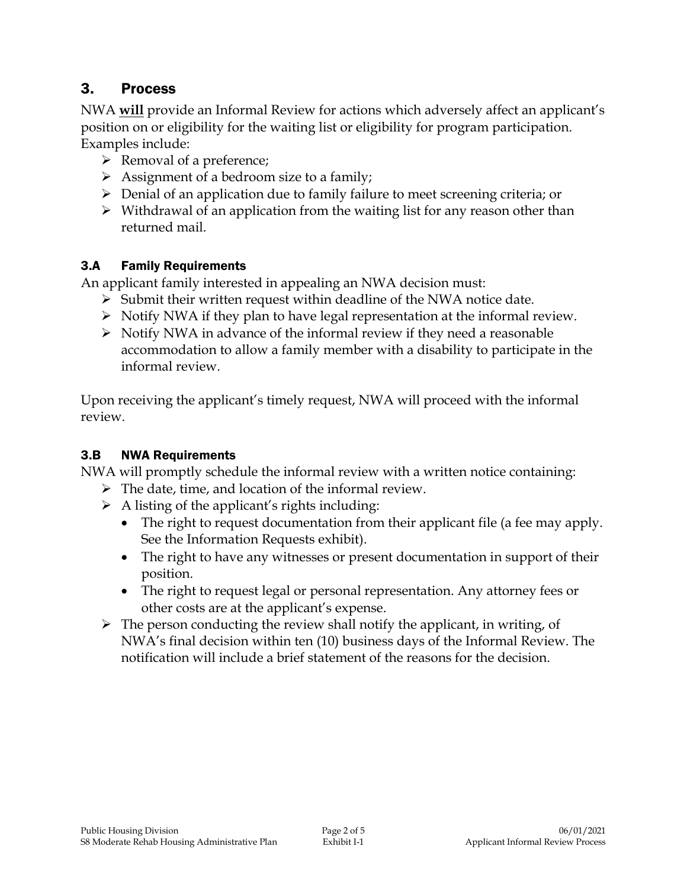## 3. Process

NWA **will** provide an Informal Review for actions which adversely affect an applicant's position on or eligibility for the waiting list or eligibility for program participation. Examples include:

- Removal of a preference;
- Assignment of a bedroom size to a family;
- Denial of an application due to family failure to meet screening criteria; or
- Withdrawal of an application from the waiting list for any reason other than returned mail.

### 3.A Family Requirements

An applicant family interested in appealing an NWA decision must:

- Submit their written request within deadline of the NWA notice date.
- Notify NWA if they plan to have legal representation at the informal review.
- Notify NWA in advance of the informal review if they need a reasonable accommodation to allow a family member with a disability to participate in the informal review.

Upon receiving the applicant's timely request, NWA will proceed with the informal review.

### 3.B NWA Requirements

NWA will promptly schedule the informal review with a written notice containing:

- The date, time, and location of the informal review.
- A listing of the applicant's rights including:
  - The right to request documentation from their applicant file (a fee may apply. See the Information Requests exhibit).
  - The right to have any witnesses or present documentation in support of their position.
  - The right to request legal or personal representation. Any attorney fees or other costs are at the applicant's expense.
- The person conducting the review shall notify the applicant, in writing, of NWA's final decision within ten (10) business days of the Informal Review. The notification will include a brief statement of the reasons for the decision.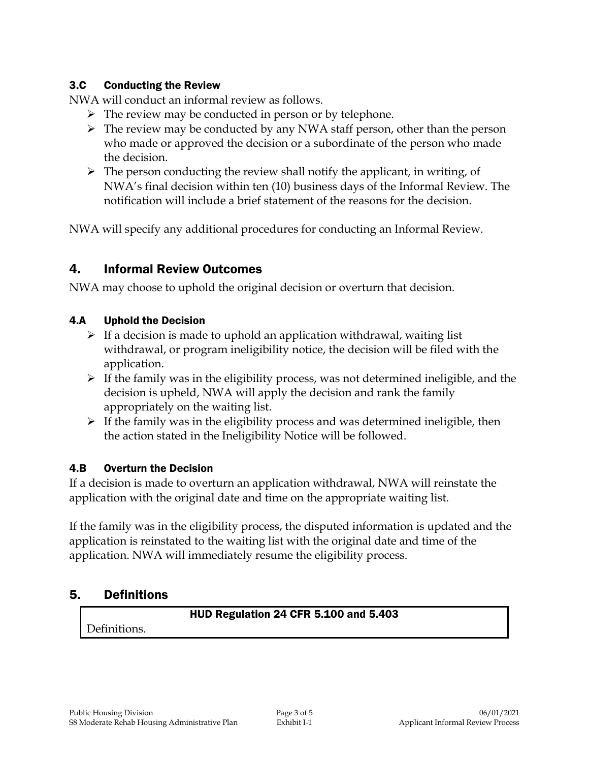### 3.C Conducting the Review

NWA will conduct an informal review as follows.

- The review may be conducted in person or by telephone.
- The review may be conducted by any NWA staff person, other than the person who made or approved the decision or a subordinate of the person who made the decision.
- The person conducting the review shall notify the applicant, in writing, of NWA's final decision within ten (10) business days of the Informal Review. The notification will include a brief statement of the reasons for the decision.

NWA will specify any additional procedures for conducting an Informal Review.

## 4. Informal Review Outcomes

NWA may choose to uphold the original decision or overturn that decision.

### 4.A Uphold the Decision

- If a decision is made to uphold an application withdrawal, waiting list withdrawal, or program ineligibility notice, the decision will be filed with the application.
- If the family was in the eligibility process, was not determined ineligible, and the decision is upheld, NWA will apply the decision and rank the family appropriately on the waiting list.
- If the family was in the eligibility process and was determined ineligible, then the action stated in the Ineligibility Notice will be followed.

### 4.B Overturn the Decision

If a decision is made to overturn an application withdrawal, NWA will reinstate the application with the original date and time on the appropriate waiting list.

If the family was in the eligibility process, the disputed information is updated and the application is reinstated to the waiting list with the original date and time of the application. NWA will immediately resume the eligibility process.

## 5. Definitions

| HUD Regulation 24 CFR 5.100 and 5.403 |
| --- |
| Definitions. |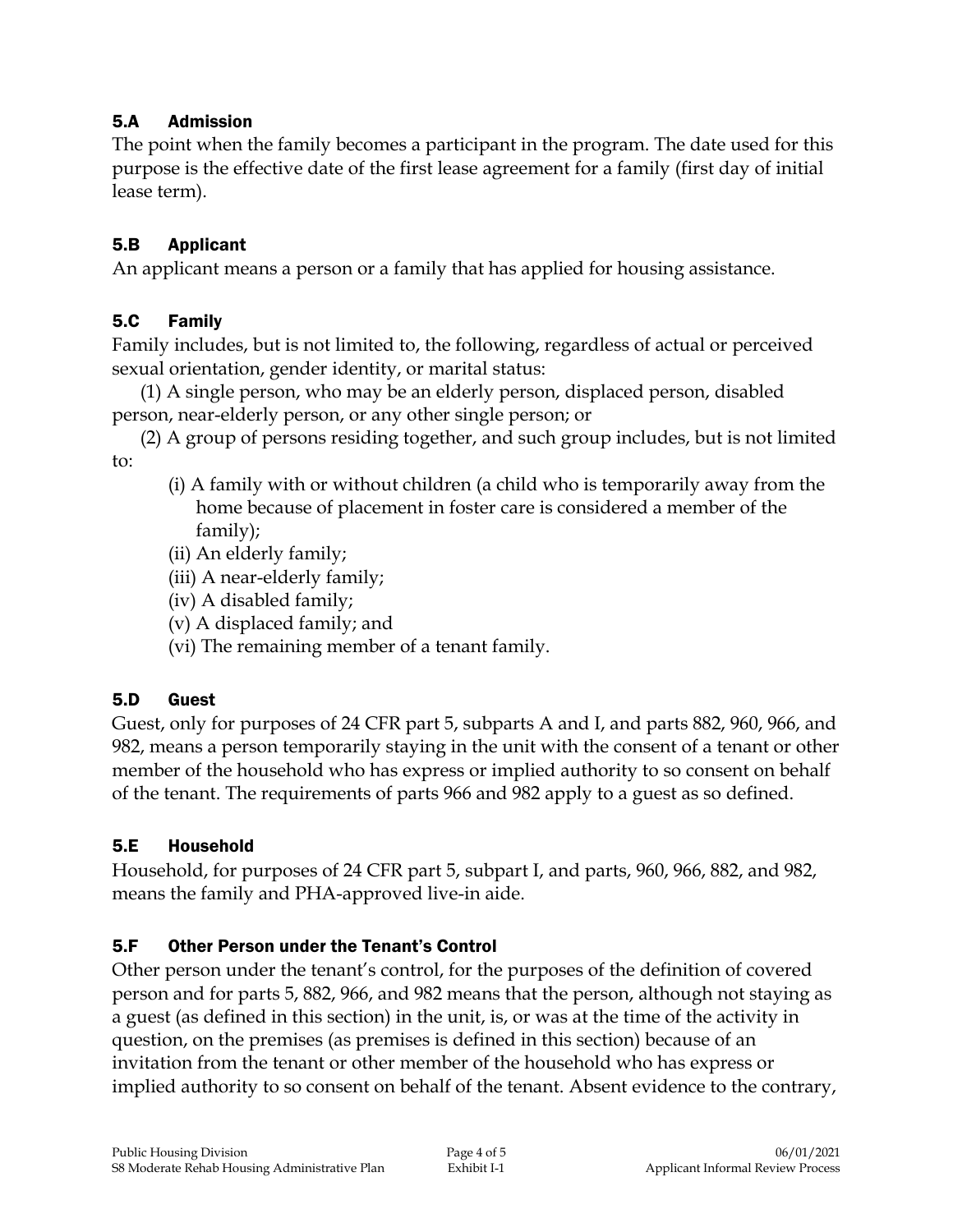### 5.A Admission

The point when the family becomes a participant in the program. The date used for this purpose is the effective date of the first lease agreement for a family (first day of initial lease term).

### 5.B Applicant

An applicant means a person or a family that has applied for housing assistance.

### 5.C Family

Family includes, but is not limited to, the following, regardless of actual or perceived sexual orientation, gender identity, or marital status:

(1) A single person, who may be an elderly person, displaced person, disabled person, near-elderly person, or any other single person; or

(2) A group of persons residing together, and such group includes, but is not limited to:

- (i) A family with or without children (a child who is temporarily away from the home because of placement in foster care is considered a member of the family);
- (ii) An elderly family;
- (iii) A near-elderly family;
- (iv) A disabled family;
- (v) A displaced family; and
- (vi) The remaining member of a tenant family.

### 5.D Guest

Guest, only for purposes of 24 CFR part 5, subparts A and I, and parts 882, 960, 966, and 982, means a person temporarily staying in the unit with the consent of a tenant or other member of the household who has express or implied authority to so consent on behalf of the tenant. The requirements of parts 966 and 982 apply to a guest as so defined.

### 5.E Household

Household, for purposes of 24 CFR part 5, subpart I, and parts, 960, 966, 882, and 982, means the family and PHA-approved live-in aide.

### 5.F Other Person under the Tenant's Control

Other person under the tenant's control, for the purposes of the definition of covered person and for parts 5, 882, 966, and 982 means that the person, although not staying as a guest (as defined in this section) in the unit, is, or was at the time of the activity in question, on the premises (as premises is defined in this section) because of an invitation from the tenant or other member of the household who has express or implied authority to so consent on behalf of the tenant. Absent evidence to the contrary,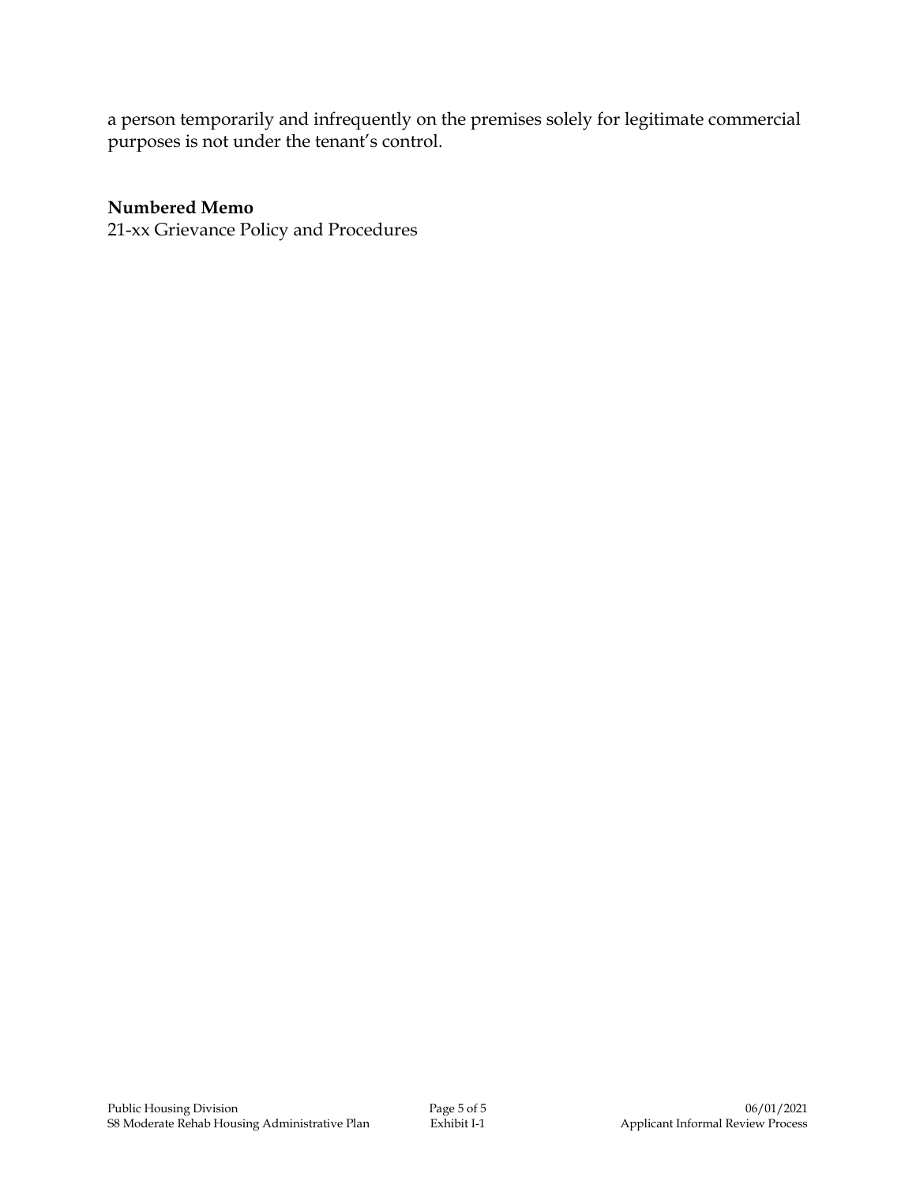a person temporarily and infrequently on the premises solely for legitimate commercial purposes is not under the tenant's control.

**Numbered Memo**

21-xx Grievance Policy and Procedures